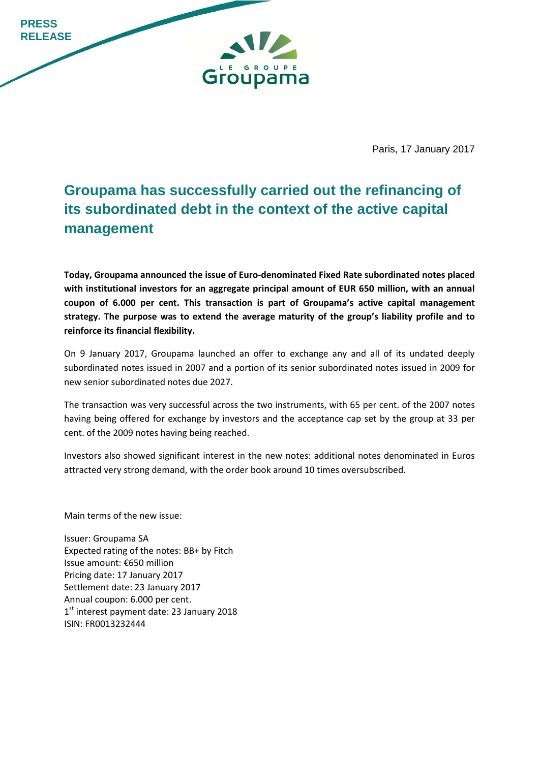PRESS RELEASE

Paris, 17 January 2017

# Groupama has successfully carried out the refinancing of its subordinated debt in the context of the active capital management

**Today, Groupama announced the issue of Euro-denominated Fixed Rate subordinated notes placed with institutional investors for an aggregate principal amount of EUR 650 million, with an annual coupon of 6.000 per cent. This transaction is part of Groupama's active capital management strategy. The purpose was to extend the average maturity of the group's liability profile and to reinforce its financial flexibility.**

On 9 January 2017, Groupama launched an offer to exchange any and all of its undated deeply subordinated notes issued in 2007 and a portion of its senior subordinated notes issued in 2009 for new senior subordinated notes due 2027.

The transaction was very successful across the two instruments, with 65 per cent. of the 2007 notes having being offered for exchange by investors and the acceptance cap set by the group at 33 per cent. of the 2009 notes having being reached.

Investors also showed significant interest in the new notes: additional notes denominated in Euros attracted very strong demand, with the order book around 10 times oversubscribed.

Main terms of the new issue:

Issuer: Groupama SA
Expected rating of the notes: BB+ by Fitch
Issue amount: €650 million
Pricing date: 17 January 2017
Settlement date: 23 January 2017
Annual coupon: 6.000 per cent.
1st interest payment date: 23 January 2018
ISIN: FR0013232444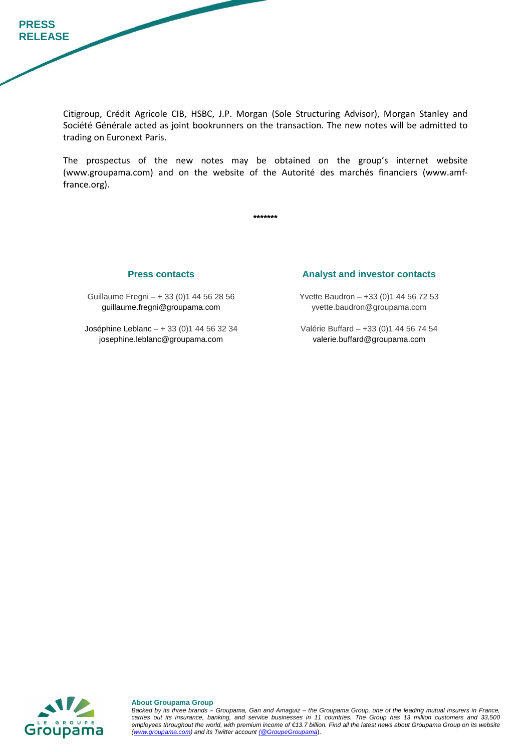Citigroup, Crédit Agricole CIB, HSBC, J.P. Morgan (Sole Structuring Advisor), Morgan Stanley and Société Générale acted as joint bookrunners on the transaction. The new notes will be admitted to trading on Euronext Paris.

The prospectus of the new notes may be obtained on the group's internet website (www.groupama.com) and on the website of the Autorité des marchés financiers (www.amf-france.org).

*******

## Press contacts

Guillaume Fregni – + 33 (0)1 44 56 28 56
guillaume.fregni@groupama.com

Joséphine Leblanc – + 33 (0)1 44 56 32 34
josephine.leblanc@groupama.com

## Analyst and investor contacts

Yvette Baudron – +33 (0)1 44 56 72 53
yvette.baudron@groupama.com

Valérie Buffard – +33 (0)1 44 56 74 54
valerie.buffard@groupama.com

**About Groupama Group**

*Backed by its three brands – Groupama, Gan and Amaguiz – the Groupama Group, one of the leading mutual insurers in France, carries out its insurance, banking, and service businesses in 11 countries. The Group has 13 million customers and 33,500 employees throughout the world, with premium income of €13.7 billion. Find all the latest news about Groupama Group on its website (www.groupama.com) and its Twitter account (@GroupeGroupama).*